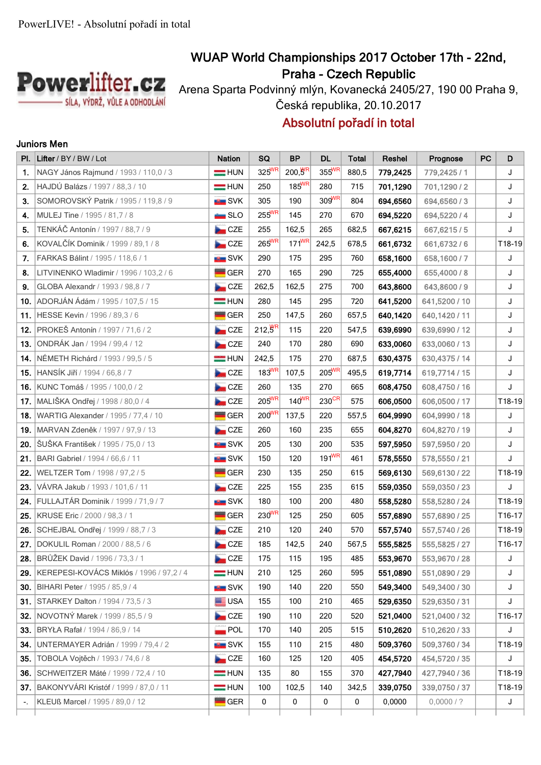PowerLIVE! - Absolutní pořadí in total

Powerlifter.cz
SÍLA, VÝDRŽ, VŮLE A ODHODLÁNÍ

# WUAP World Championships 2017 October 17th - 22nd, Praha - Czech Republic

Arena Sparta Podvinný mlýn, Kovanecká 2405/27, 190 00 Praha 9, Česká republika, 20.10.2017

## Absolutní pořadí in total

### Juniors Men

| Pl. | Lifter / BY / BW / Lot | Nation | SQ | BP | DL | Total | Reshel | Prognose | PC | D |
|---|---|---|---|---|---|---|---|---|---|---|
| 1. | NAGY János Rajmund / 1993 / 110,0 / 3 | HUN | 325 WR | 200,5 WR | 355 WR | 880,5 | 779,2425 | 779,2425 / 1 | | J |
| 2. | HAJDÚ Balázs / 1997 / 88,3 / 10 | HUN | 250 | 185 WR | 280 | 715 | 701,1290 | 701,1290 / 2 | | J |
| 3. | SOMOROVSKÝ Patrik / 1995 / 119,8 / 9 | SVK | 305 | 190 | 309 WR | 804 | 694,6560 | 694,6560 / 3 | | J |
| 4. | MULEJ Tine / 1995 / 81,7 / 8 | SLO | 255 WR | 145 | 270 | 670 | 694,5220 | 694,5220 / 4 | | J |
| 5. | TENKÁČ Antonín / 1997 / 88,7 / 9 | CZE | 255 | 162,5 | 265 | 682,5 | 667,6215 | 667,6215 / 5 | | J |
| 6. | KOVALČÍK Dominik / 1999 / 89,1 / 8 | CZE | 265 WR | 171 WR | 242,5 | 678,5 | 661,6732 | 661,6732 / 6 | | T18-19 |
| 7. | FARKAS Bálint / 1995 / 118,6 / 1 | SVK | 290 | 175 | 295 | 760 | 658,1600 | 658,1600 / 7 | | J |
| 8. | LITVINENKO Wladimir / 1996 / 103,2 / 6 | GER | 270 | 165 | 290 | 725 | 655,4000 | 655,4000 / 8 | | J |
| 9. | GLOBA Alexandr / 1993 / 98,8 / 7 | CZE | 262,5 | 162,5 | 275 | 700 | 643,8600 | 643,8600 / 9 | | J |
| 10. | ADORJÁN Ádám / 1995 / 107,5 / 15 | HUN | 280 | 145 | 295 | 720 | 641,5200 | 641,5200 / 10 | | J |
| 11. | HESSE Kevin / 1996 / 89,3 / 6 | GER | 250 | 147,5 | 260 | 657,5 | 640,1420 | 640,1420 / 11 | | J |
| 12. | PROKEŠ Antonín / 1997 / 71,6 / 2 | CZE | 212,5 WR | 115 | 220 | 547,5 | 639,6990 | 639,6990 / 12 | | J |
| 13. | ONDRÁK Jan / 1994 / 99,4 / 12 | CZE | 240 | 170 | 280 | 690 | 633,0060 | 633,0060 / 13 | | J |
| 14. | NÉMETH Richárd / 1993 / 99,5 / 5 | HUN | 242,5 | 175 | 270 | 687,5 | 630,4375 | 630,4375 / 14 | | J |
| 15. | HANSÍK Jiří / 1994 / 66,8 / 7 | CZE | 183 WR | 107,5 | 205 WR | 495,5 | 619,7714 | 619,7714 / 15 | | J |
| 16. | KUNC Tomáš / 1995 / 100,0 / 2 | CZE | 260 | 135 | 270 | 665 | 608,4750 | 608,4750 / 16 | | J |
| 17. | MALIŠKA Ondřej / 1998 / 80,0 / 4 | CZE | 205 WR | 140 WR | 230 CR | 575 | 606,0500 | 606,0500 / 17 | | T18-19 |
| 18. | WARTIG Alexander / 1995 / 77,4 / 10 | GER | 200 WR | 137,5 | 220 | 557,5 | 604,9990 | 604,9990 / 18 | | J |
| 19. | MARVAN Zdeněk / 1997 / 97,9 / 13 | CZE | 260 | 160 | 235 | 655 | 604,8270 | 604,8270 / 19 | | J |
| 20. | ŠUŠKA František / 1995 / 75,0 / 13 | SVK | 205 | 130 | 200 | 535 | 597,5950 | 597,5950 / 20 | | J |
| 21. | BARI Gabriel / 1994 / 66,6 / 11 | SVK | 150 | 120 | 191 WR | 461 | 578,5550 | 578,5550 / 21 | | J |
| 22. | WELTZER Tom / 1998 / 97,2 / 5 | GER | 230 | 135 | 250 | 615 | 569,6130 | 569,6130 / 22 | | T18-19 |
| 23. | VÁVRA Jakub / 1993 / 101,6 / 11 | CZE | 225 | 155 | 235 | 615 | 559,0350 | 559,0350 / 23 | | J |
| 24. | FULLAJTÁR Dominik / 1999 / 71,9 / 7 | SVK | 180 | 100 | 200 | 480 | 558,5280 | 558,5280 / 24 | | T18-19 |
| 25. | KRUSE Eric / 2000 / 98,3 / 1 | GER | 230 WR | 125 | 250 | 605 | 557,6890 | 557,6890 / 25 | | T16-17 |
| 26. | SCHEJBAL Ondřej / 1999 / 88,7 / 3 | CZE | 210 | 120 | 240 | 570 | 557,5740 | 557,5740 / 26 | | T18-19 |
| 27. | DOKULIL Roman / 2000 / 88,5 / 6 | CZE | 185 | 142,5 | 240 | 567,5 | 555,5825 | 555,5825 / 27 | | T16-17 |
| 28. | BRŮŽEK David / 1996 / 73,3 / 1 | CZE | 175 | 115 | 195 | 485 | 553,9670 | 553,9670 / 28 | | J |
| 29. | KEREPESI-KOVÁCS Miklós / 1996 / 97,2 / 4 | HUN | 210 | 125 | 260 | 595 | 551,0890 | 551,0890 / 29 | | J |
| 30. | BIHARI Peter / 1995 / 85,9 / 4 | SVK | 190 | 140 | 220 | 550 | 549,3400 | 549,3400 / 30 | | J |
| 31. | STARKEY Dalton / 1994 / 73,5 / 3 | USA | 155 | 100 | 210 | 465 | 529,6350 | 529,6350 / 31 | | J |
| 32. | NOVOTNÝ Marek / 1999 / 85,5 / 9 | CZE | 190 | 110 | 220 | 520 | 521,0400 | 521,0400 / 32 | | T16-17 |
| 33. | BRYŁA Rafał / 1994 / 86,9 / 14 | POL | 170 | 140 | 205 | 515 | 510,2620 | 510,2620 / 33 | | J |
| 34. | UNTERMAYER Adrián / 1999 / 79,4 / 2 | SVK | 155 | 110 | 215 | 480 | 509,3760 | 509,3760 / 34 | | T18-19 |
| 35. | TOBOLA Vojtěch / 1993 / 74,6 / 8 | CZE | 160 | 125 | 120 | 405 | 454,5720 | 454,5720 / 35 | | J |
| 36. | SCHWEITZER Máté / 1999 / 72,4 / 10 | HUN | 135 | 80 | 155 | 370 | 427,7940 | 427,7940 / 36 | | T18-19 |
| 37. | BAKONYVÁRI Kristóf / 1999 / 87,0 / 11 | HUN | 100 | 102,5 | 140 | 342,5 | 339,0750 | 339,0750 / 37 | | T18-19 |
| -. | KLEUß Marcel / 1995 / 89,0 / 12 | GER | 0 | 0 | 0 | 0 | 0,0000 | 0,0000 / ? | | J |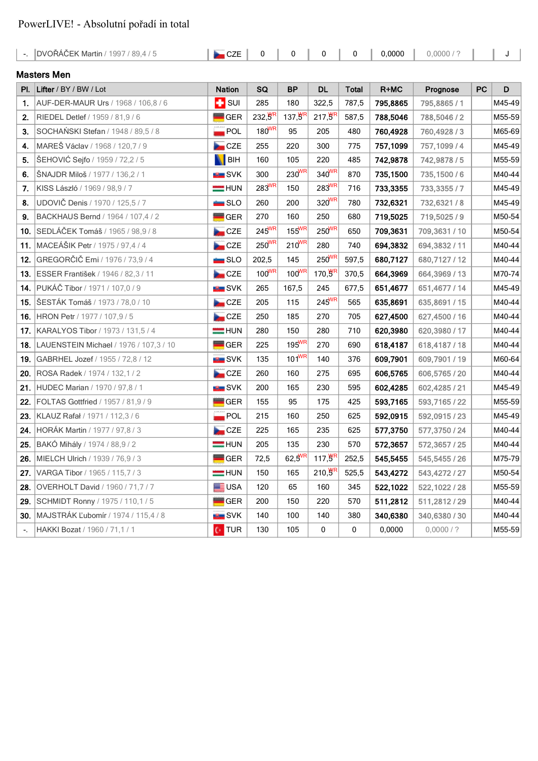PowerLIVE! - Absolutní pořadí in total

| -. | DVOŘÁČEK Martin / 1997 / 89,4 / 5 | CZE | 0 | 0 | 0 | 0 | 0,0000 | 0,0000 / ? | | J |
|---|---|---|---|---|---|---|---|---|---|---|

### Masters Men

| Pl. | Lifter / BY / BW / Lot | Nation | SQ | BP | DL | Total | R+MC | Prognose | PC | D |
|---|---|---|---|---|---|---|---|---|---|---|
| 1. | AUF-DER-MAUR Urs / 1968 / 106,8 / 6 | SUI | 285 | 180 | 322,5 | 787,5 | 795,8865 | 795,8865 / 1 | | M45-49 |
| 2. | RIEDEL Detlef / 1959 / 81,9 / 6 | GER | 232,5 WR | 137,5 WR | 217,5 WR | 587,5 | 788,5046 | 788,5046 / 2 | | M55-59 |
| 3. | SOCHAŃSKI Stefan / 1948 / 89,5 / 8 | POL | 180 WR | 95 | 205 | 480 | 760,4928 | 760,4928 / 3 | | M65-69 |
| 4. | MAREŠ Václav / 1968 / 120,7 / 9 | CZE | 255 | 220 | 300 | 775 | 757,1099 | 757,1099 / 4 | | M45-49 |
| 5. | ŠEHOVIĆ Sejfo / 1959 / 72,2 / 5 | BIH | 160 | 105 | 220 | 485 | 742,9878 | 742,9878 / 5 | | M55-59 |
| 6. | ŠNAJDR Miloš / 1977 / 136,2 / 1 | SVK | 300 | 230 WR | 340 WR | 870 | 735,1500 | 735,1500 / 6 | | M40-44 |
| 7. | KISS László / 1969 / 98,9 / 7 | HUN | 283 WR | 150 | 283 WR | 716 | 733,3355 | 733,3355 / 7 | | M45-49 |
| 8. | UDOVIČ Denis / 1970 / 125,5 / 7 | SLO | 260 | 200 | 320 WR | 780 | 732,6321 | 732,6321 / 8 | | M45-49 |
| 9. | BACKHAUS Bernd / 1964 / 107,4 / 2 | GER | 270 | 160 | 250 | 680 | 719,5025 | 719,5025 / 9 | | M50-54 |
| 10. | SEDLÁČEK Tomáš / 1965 / 98,9 / 8 | CZE | 245 WR | 155 WR | 250 WR | 650 | 709,3631 | 709,3631 / 10 | | M50-54 |
| 11. | MACEÁŠIK Petr / 1975 / 97,4 / 4 | CZE | 250 WR | 210 WR | 280 | 740 | 694,3832 | 694,3832 / 11 | | M40-44 |
| 12. | GREGORČIČ Erni / 1976 / 73,9 / 4 | SLO | 202,5 | 145 | 250 WR | 597,5 | 680,7127 | 680,7127 / 12 | | M40-44 |
| 13. | ESSER František / 1946 / 82,3 / 11 | CZE | 100 WR | 100 WR | 170,5 WR | 370,5 | 664,3969 | 664,3969 / 13 | | M70-74 |
| 14. | PUKÁČ Tibor / 1971 / 107,0 / 9 | SVK | 265 | 167,5 | 245 | 677,5 | 651,4677 | 651,4677 / 14 | | M45-49 |
| 15. | ŠESTÁK Tomáš / 1973 / 78,0 / 10 | CZE | 205 | 115 | 245 WR | 565 | 635,8691 | 635,8691 / 15 | | M40-44 |
| 16. | HRON Petr / 1977 / 107,9 / 5 | CZE | 250 | 185 | 270 | 705 | 627,4500 | 627,4500 / 16 | | M40-44 |
| 17. | KARALYOS Tibor / 1973 / 131,5 / 4 | HUN | 280 | 150 | 280 | 710 | 620,3980 | 620,3980 / 17 | | M40-44 |
| 18. | LAUENSTEIN Michael / 1976 / 107,3 / 10 | GER | 225 | 195 WR | 270 | 690 | 618,4187 | 618,4187 / 18 | | M40-44 |
| 19. | GABRHEL Jozef / 1955 / 72,8 / 12 | SVK | 135 | 101 WR | 140 | 376 | 609,7901 | 609,7901 / 19 | | M60-64 |
| 20. | ROSA Radek / 1974 / 132,1 / 2 | CZE | 260 | 160 | 275 | 695 | 606,5765 | 606,5765 / 20 | | M40-44 |
| 21. | HUDEC Marian / 1970 / 97,8 / 1 | SVK | 200 | 165 | 230 | 595 | 602,4285 | 602,4285 / 21 | | M45-49 |
| 22. | FOLTAS Gottfried / 1957 / 81,9 / 9 | GER | 155 | 95 | 175 | 425 | 593,7165 | 593,7165 / 22 | | M55-59 |
| 23. | KLAUZ Rafał / 1971 / 112,3 / 6 | POL | 215 | 160 | 250 | 625 | 592,0915 | 592,0915 / 23 | | M45-49 |
| 24. | HORÁK Martin / 1977 / 97,8 / 3 | CZE | 225 | 165 | 235 | 625 | 577,3750 | 577,3750 / 24 | | M40-44 |
| 25. | BAKÓ Mihály / 1974 / 88,9 / 2 | HUN | 205 | 135 | 230 | 570 | 572,3657 | 572,3657 / 25 | | M40-44 |
| 26. | MIELCH Ulrich / 1939 / 76,9 / 3 | GER | 72,5 | 62,5 WR | 117,5 WR | 252,5 | 545,5455 | 545,5455 / 26 | | M75-79 |
| 27. | VARGA Tibor / 1965 / 115,7 / 3 | HUN | 150 | 165 | 210,5 WR | 525,5 | 543,4272 | 543,4272 / 27 | | M50-54 |
| 28. | OVERHOLT David / 1960 / 71,7 / 7 | USA | 120 | 65 | 160 | 345 | 522,1022 | 522,1022 / 28 | | M55-59 |
| 29. | SCHMIDT Ronny / 1975 / 110,1 / 5 | GER | 200 | 150 | 220 | 570 | 511,2812 | 511,2812 / 29 | | M40-44 |
| 30. | MAJSTRÁK Ľubomír / 1974 / 115,4 / 8 | SVK | 140 | 100 | 140 | 380 | 340,6380 | 340,6380 / 30 | | M40-44 |
| -. | HAKKI Bozat / 1960 / 71,1 / 1 | TUR | 130 | 105 | 0 | 0 | 0,0000 | 0,0000 / ? | | M55-59 |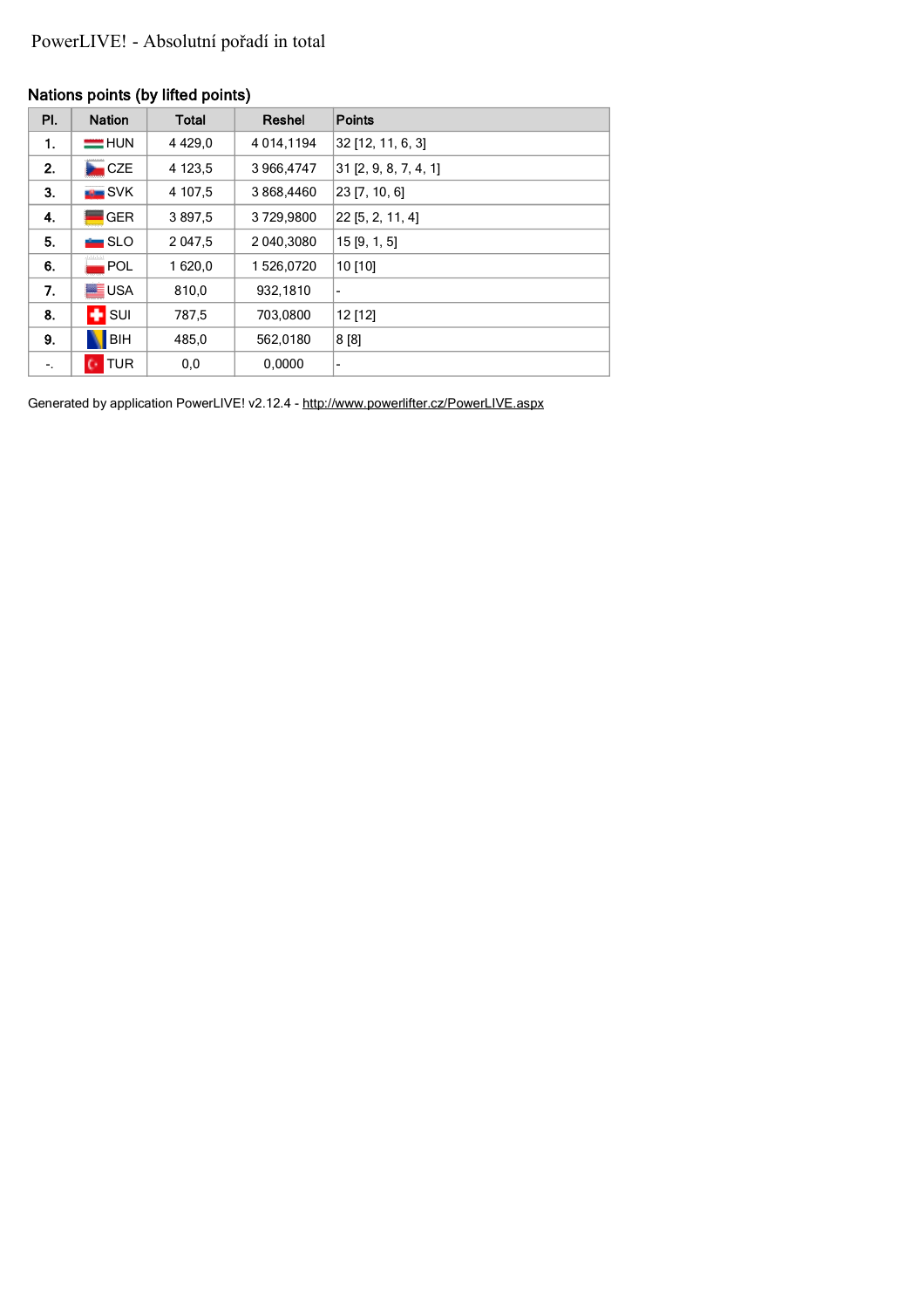PowerLIVE! - Absolutní pořadí in total

## Nations points (by lifted points)

| Pl. | Nation | Total | Reshel | Points |
|---|---|---|---|---|
| 1. | HUN | 4 429,0 | 4 014,1194 | 32 [12, 11, 6, 3] |
| 2. | CZE | 4 123,5 | 3 966,4747 | 31 [2, 9, 8, 7, 4, 1] |
| 3. | SVK | 4 107,5 | 3 868,4460 | 23 [7, 10, 6] |
| 4. | GER | 3 897,5 | 3 729,9800 | 22 [5, 2, 11, 4] |
| 5. | SLO | 2 047,5 | 2 040,3080 | 15 [9, 1, 5] |
| 6. | POL | 1 620,0 | 1 526,0720 | 10 [10] |
| 7. | USA | 810,0 | 932,1810 | - |
| 8. | SUI | 787,5 | 703,0800 | 12 [12] |
| 9. | BIH | 485,0 | 562,0180 | 8 [8] |
| -. | TUR | 0,0 | 0,0000 | - |

Generated by application PowerLIVE! v2.12.4 - http://www.powerlifter.cz/PowerLIVE.aspx